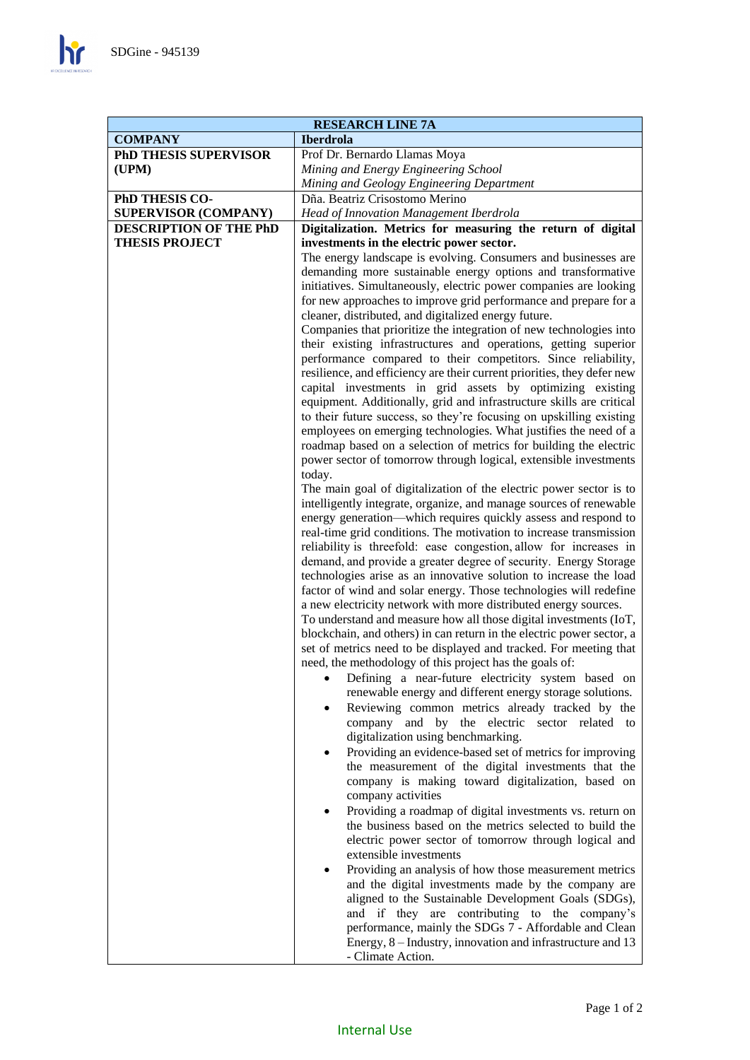| RESEARCH LINE 7A | |
|---|---|
| **COMPANY** | **Iberdrola** |
| **PhD THESIS SUPERVISOR (UPM)** | Prof Dr. Bernardo Llamas Moya<br>*Mining and Energy Engineering School*<br>*Mining and Geology Engineering Department* |
| **PhD THESIS CO-SUPERVISOR (COMPANY)** | Dña. Beatriz Crisostomo Merino<br>*Head of Innovation Management Iberdrola* |
| **DESCRIPTION OF THE PhD THESIS PROJECT** | **Digitalization. Metrics for measuring the return of digital investments in the electric power sector.**<br>The energy landscape is evolving. Consumers and businesses are demanding more sustainable energy options and transformative initiatives. Simultaneously, electric power companies are looking for new approaches to improve grid performance and prepare for a cleaner, distributed, and digitalized energy future.<br>Companies that prioritize the integration of new technologies into their existing infrastructures and operations, getting superior performance compared to their competitors. Since reliability, resilience, and efficiency are their current priorities, they defer new capital investments in grid assets by optimizing existing equipment. Additionally, grid and infrastructure skills are critical to their future success, so they're focusing on upskilling existing employees on emerging technologies. What justifies the need of a roadmap based on a selection of metrics for building the electric power sector of tomorrow through logical, extensible investments today.<br>The main goal of digitalization of the electric power sector is to intelligently integrate, organize, and manage sources of renewable energy generation—which requires quickly assess and respond to real-time grid conditions. The motivation to increase transmission reliability is threefold: ease congestion, allow for increases in demand, and provide a greater degree of security. Energy Storage technologies arise as an innovative solution to increase the load factor of wind and solar energy. Those technologies will redefine a new electricity network with more distributed energy sources.<br>To understand and measure how all those digital investments (IoT, blockchain, and others) in can return in the electric power sector, a set of metrics need to be displayed and tracked. For meeting that need, the methodology of this project has the goals of:<br>• Defining a near-future electricity system based on renewable energy and different energy storage solutions.<br>• Reviewing common metrics already tracked by the company and by the electric sector related to digitalization using benchmarking.<br>• Providing an evidence-based set of metrics for improving the measurement of the digital investments that the company is making toward digitalization, based on company activities<br>• Providing a roadmap of digital investments vs. return on the business based on the metrics selected to build the electric power sector of tomorrow through logical and extensible investments<br>• Providing an analysis of how those measurement metrics and the digital investments made by the company are aligned to the Sustainable Development Goals (SDGs), and if they are contributing to the company's performance, mainly the SDGs 7 - Affordable and Clean Energy, 8 – Industry, innovation and infrastructure and 13 - Climate Action. |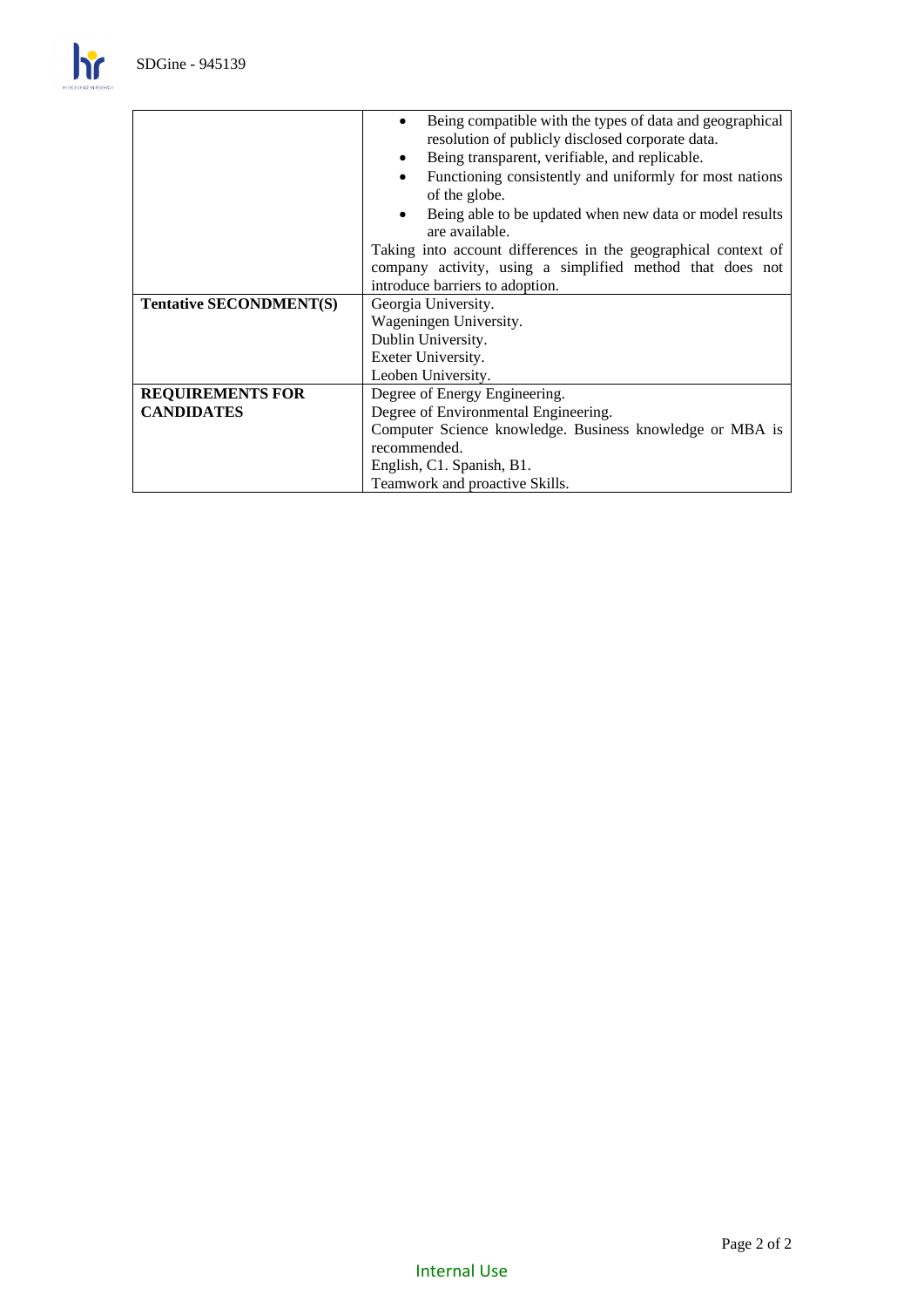| | |
|---|---|
| | • Being compatible with the types of data and geographical resolution of publicly disclosed corporate data.<br>• Being transparent, verifiable, and replicable.<br>• Functioning consistently and uniformly for most nations of the globe.<br>• Being able to be updated when new data or model results are available.<br>Taking into account differences in the geographical context of company activity, using a simplified method that does not introduce barriers to adoption. |
| **Tentative SECONDMENT(S)** | Georgia University.<br>Wageningen University.<br>Dublin University.<br>Exeter University.<br>Leoben University. |
| **REQUIREMENTS FOR CANDIDATES** | Degree of Energy Engineering.<br>Degree of Environmental Engineering.<br>Computer Science knowledge. Business knowledge or MBA is recommended.<br>English, C1. Spanish, B1.<br>Teamwork and proactive Skills. |